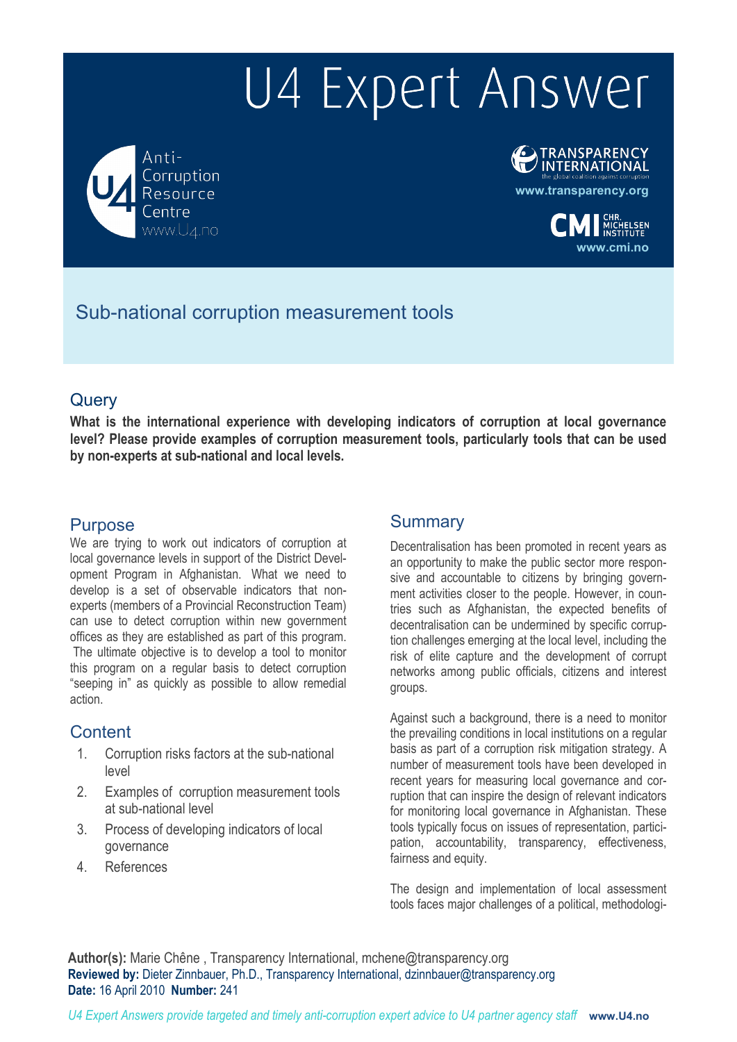# U4 Expert Answer

Anti-Corruption Resource Centre
www.U4.no

TRANSPARENCY INTERNATIONAL
the global coalition against corruption
www.transparency.org

CMI CHR. MICHELSEN INSTITUTE
www.cmi.no

## Sub-national corruption measurement tools

### Query

**What is the international experience with developing indicators of corruption at local governance level? Please provide examples of corruption measurement tools, particularly tools that can be used by non-experts at sub-national and local levels.**

### Purpose

We are trying to work out indicators of corruption at local governance levels in support of the District Development Program in Afghanistan. What we need to develop is a set of observable indicators that non-experts (members of a Provincial Reconstruction Team) can use to detect corruption within new government offices as they are established as part of this program. The ultimate objective is to develop a tool to monitor this program on a regular basis to detect corruption "seeping in" as quickly as possible to allow remedial action.

### Content

1. Corruption risks factors at the sub-national level
2. Examples of corruption measurement tools at sub-national level
3. Process of developing indicators of local governance
4. References

### Summary

Decentralisation has been promoted in recent years as an opportunity to make the public sector more responsive and accountable to citizens by bringing government activities closer to the people. However, in countries such as Afghanistan, the expected benefits of decentralisation can be undermined by specific corruption challenges emerging at the local level, including the risk of elite capture and the development of corrupt networks among public officials, citizens and interest groups.

Against such a background, there is a need to monitor the prevailing conditions in local institutions on a regular basis as part of a corruption risk mitigation strategy. A number of measurement tools have been developed in recent years for measuring local governance and corruption that can inspire the design of relevant indicators for monitoring local governance in Afghanistan. These tools typically focus on issues of representation, participation, accountability, transparency, effectiveness, fairness and equity.

The design and implementation of local assessment tools faces major challenges of a political, methodologi-

**Author(s):** Marie Chêne , Transparency International, mchene@transparency.org
**Reviewed by:** Dieter Zinnbauer, Ph.D., Transparency International, dzinnbauer@transparency.org
**Date:** 16 April 2010 **Number:** 241

*U4 Expert Answers provide targeted and timely anti-corruption expert advice to U4 partner agency staff* **www.U4.no**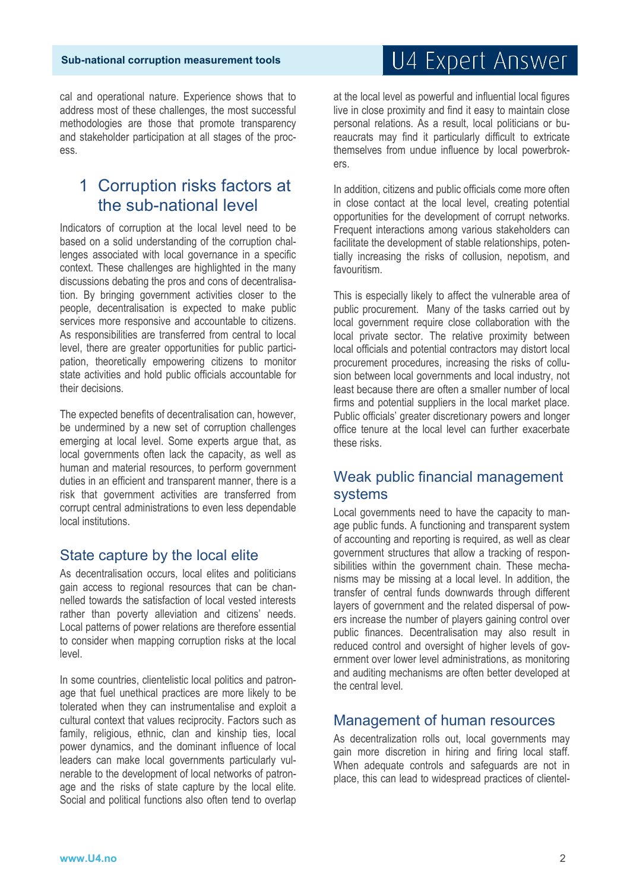cal and operational nature. Experience shows that to address most of these challenges, the most successful methodologies are those that promote transparency and stakeholder participation at all stages of the process.

# 1 Corruption risks factors at the sub-national level

Indicators of corruption at the local level need to be based on a solid understanding of the corruption challenges associated with local governance in a specific context. These challenges are highlighted in the many discussions debating the pros and cons of decentralisation. By bringing government activities closer to the people, decentralisation is expected to make public services more responsive and accountable to citizens. As responsibilities are transferred from central to local level, there are greater opportunities for public participation, theoretically empowering citizens to monitor state activities and hold public officials accountable for their decisions.

The expected benefits of decentralisation can, however, be undermined by a new set of corruption challenges emerging at local level. Some experts argue that, as local governments often lack the capacity, as well as human and material resources, to perform government duties in an efficient and transparent manner, there is a risk that government activities are transferred from corrupt central administrations to even less dependable local institutions.

## State capture by the local elite

As decentralisation occurs, local elites and politicians gain access to regional resources that can be channelled towards the satisfaction of local vested interests rather than poverty alleviation and citizens' needs. Local patterns of power relations are therefore essential to consider when mapping corruption risks at the local level.

In some countries, clientelistic local politics and patronage that fuel unethical practices are more likely to be tolerated when they can instrumentalise and exploit a cultural context that values reciprocity. Factors such as family, religious, ethnic, clan and kinship ties, local power dynamics, and the dominant influence of local leaders can make local governments particularly vulnerable to the development of local networks of patronage and the risks of state capture by the local elite. Social and political functions also often tend to overlap at the local level as powerful and influential local figures live in close proximity and find it easy to maintain close personal relations. As a result, local politicians or bureaucrats may find it particularly difficult to extricate themselves from undue influence by local powerbrokers.

In addition, citizens and public officials come more often in close contact at the local level, creating potential opportunities for the development of corrupt networks. Frequent interactions among various stakeholders can facilitate the development of stable relationships, potentially increasing the risks of collusion, nepotism, and favouritism.

This is especially likely to affect the vulnerable area of public procurement. Many of the tasks carried out by local government require close collaboration with the local private sector. The relative proximity between local officials and potential contractors may distort local procurement procedures, increasing the risks of collusion between local governments and local industry, not least because there are often a smaller number of local firms and potential suppliers in the local market place. Public officials' greater discretionary powers and longer office tenure at the local level can further exacerbate these risks.

## Weak public financial management systems

Local governments need to have the capacity to manage public funds. A functioning and transparent system of accounting and reporting is required, as well as clear government structures that allow a tracking of responsibilities within the government chain. These mechanisms may be missing at a local level. In addition, the transfer of central funds downwards through different layers of government and the related dispersal of powers increase the number of players gaining control over public finances. Decentralisation may also result in reduced control and oversight of higher levels of government over lower level administrations, as monitoring and auditing mechanisms are often better developed at the central level.

## Management of human resources

As decentralization rolls out, local governments may gain more discretion in hiring and firing local staff. When adequate controls and safeguards are not in place, this can lead to widespread practices of clientel-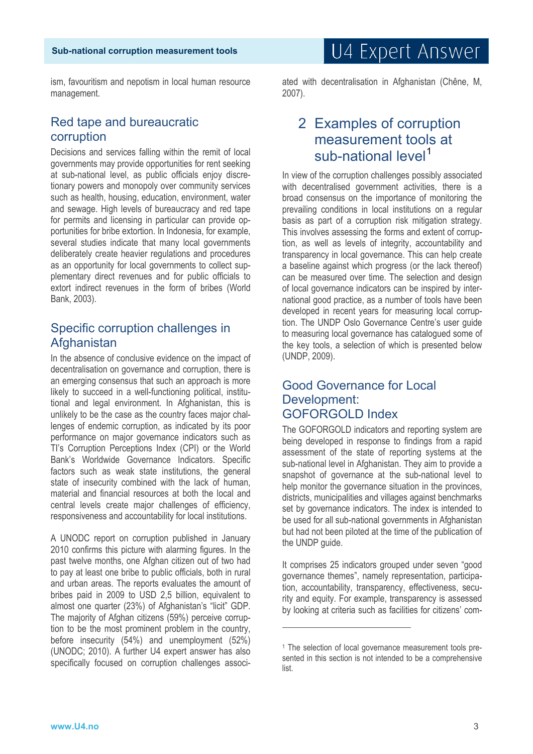ism, favouritism and nepotism in local human resource management.

## Red tape and bureaucratic corruption

Decisions and services falling within the remit of local governments may provide opportunities for rent seeking at sub-national level, as public officials enjoy discretionary powers and monopoly over community services such as health, housing, education, environment, water and sewage. High levels of bureaucracy and red tape for permits and licensing in particular can provide opportunities for bribe extortion. In Indonesia, for example, several studies indicate that many local governments deliberately create heavier regulations and procedures as an opportunity for local governments to collect supplementary direct revenues and for public officials to extort indirect revenues in the form of bribes (World Bank, 2003).

## Specific corruption challenges in Afghanistan

In the absence of conclusive evidence on the impact of decentralisation on governance and corruption, there is an emerging consensus that such an approach is more likely to succeed in a well-functioning political, institutional and legal environment. In Afghanistan, this is unlikely to be the case as the country faces major challenges of endemic corruption, as indicated by its poor performance on major governance indicators such as TI's Corruption Perceptions Index (CPI) or the World Bank's Worldwide Governance Indicators. Specific factors such as weak state institutions, the general state of insecurity combined with the lack of human, material and financial resources at both the local and central levels create major challenges of efficiency, responsiveness and accountability for local institutions.

A UNODC report on corruption published in January 2010 confirms this picture with alarming figures. In the past twelve months, one Afghan citizen out of two had to pay at least one bribe to public officials, both in rural and urban areas. The reports evaluates the amount of bribes paid in 2009 to USD 2,5 billion, equivalent to almost one quarter (23%) of Afghanistan's "licit" GDP. The majority of Afghan citizens (59%) perceive corruption to be the most prominent problem in the country, before insecurity (54%) and unemployment (52%) (UNODC; 2010). A further U4 expert answer has also specifically focused on corruption challenges associated with decentralisation in Afghanistan (Chêne, M, 2007).

# 2 Examples of corruption measurement tools at sub-national level[1]

In view of the corruption challenges possibly associated with decentralised government activities, there is a broad consensus on the importance of monitoring the prevailing conditions in local institutions on a regular basis as part of a corruption risk mitigation strategy. This involves assessing the forms and extent of corruption, as well as levels of integrity, accountability and transparency in local governance. This can help create a baseline against which progress (or the lack thereof) can be measured over time. The selection and design of local governance indicators can be inspired by international good practice, as a number of tools have been developed in recent years for measuring local corruption. The UNDP Oslo Governance Centre's user guide to measuring local governance has catalogued some of the key tools, a selection of which is presented below (UNDP, 2009).

## Good Governance for Local Development: GOFORGOLD Index

The GOFORGOLD indicators and reporting system are being developed in response to findings from a rapid assessment of the state of reporting systems at the sub-national level in Afghanistan. They aim to provide a snapshot of governance at the sub-national level to help monitor the governance situation in the provinces, districts, municipalities and villages against benchmarks set by governance indicators. The index is intended to be used for all sub-national governments in Afghanistan but had not been piloted at the time of the publication of the UNDP guide.

It comprises 25 indicators grouped under seven "good governance themes", namely representation, participation, accountability, transparency, effectiveness, security and equity. For example, transparency is assessed by looking at criteria such as facilities for citizens' com-

---

[1] The selection of local governance measurement tools presented in this section is not intended to be a comprehensive list.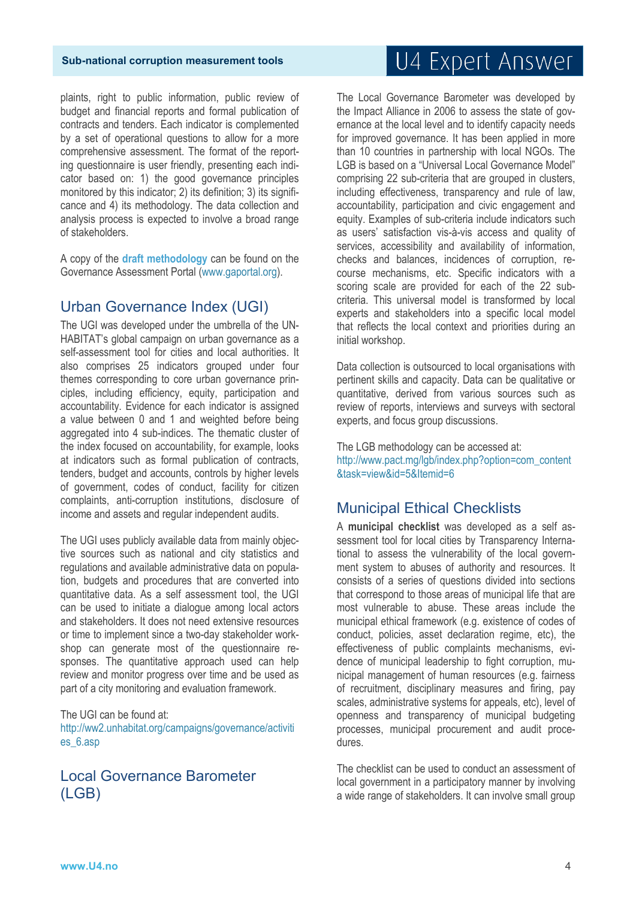plaints, right to public information, public review of budget and financial reports and formal publication of contracts and tenders. Each indicator is complemented by a set of operational questions to allow for a more comprehensive assessment. The format of the reporting questionnaire is user friendly, presenting each indicator based on: 1) the good governance principles monitored by this indicator; 2) its definition; 3) its significance and 4) its methodology. The data collection and analysis process is expected to involve a broad range of stakeholders.

A copy of the **draft methodology** can be found on the Governance Assessment Portal (www.gaportal.org).

## Urban Governance Index (UGI)

The UGI was developed under the umbrella of the UN-HABITAT's global campaign on urban governance as a self-assessment tool for cities and local authorities. It also comprises 25 indicators grouped under four themes corresponding to core urban governance principles, including efficiency, equity, participation and accountability. Evidence for each indicator is assigned a value between 0 and 1 and weighted before being aggregated into 4 sub-indices. The thematic cluster of the index focused on accountability, for example, looks at indicators such as formal publication of contracts, tenders, budget and accounts, controls by higher levels of government, codes of conduct, facility for citizen complaints, anti-corruption institutions, disclosure of income and assets and regular independent audits.

The UGI uses publicly available data from mainly objective sources such as national and city statistics and regulations and available administrative data on population, budgets and procedures that are converted into quantitative data. As a self assessment tool, the UGI can be used to initiate a dialogue among local actors and stakeholders. It does not need extensive resources or time to implement since a two-day stakeholder workshop can generate most of the questionnaire responses. The quantitative approach used can help review and monitor progress over time and be used as part of a city monitoring and evaluation framework.

The UGI can be found at:
http://ww2.unhabitat.org/campaigns/governance/activities_6.asp

## Local Governance Barometer (LGB)

The Local Governance Barometer was developed by the Impact Alliance in 2006 to assess the state of governance at the local level and to identify capacity needs for improved governance. It has been applied in more than 10 countries in partnership with local NGOs. The LGB is based on a "Universal Local Governance Model" comprising 22 sub-criteria that are grouped in clusters, including effectiveness, transparency and rule of law, accountability, participation and civic engagement and equity. Examples of sub-criteria include indicators such as users' satisfaction vis-à-vis access and quality of services, accessibility and availability of information, checks and balances, incidences of corruption, recourse mechanisms, etc. Specific indicators with a scoring scale are provided for each of the 22 sub-criteria. This universal model is transformed by local experts and stakeholders into a specific local model that reflects the local context and priorities during an initial workshop.

Data collection is outsourced to local organisations with pertinent skills and capacity. Data can be qualitative or quantitative, derived from various sources such as review of reports, interviews and surveys with sectoral experts, and focus group discussions.

The LGB methodology can be accessed at:
http://www.pact.mg/lgb/index.php?option=com_content&task=view&id=5&Itemid=6

## Municipal Ethical Checklists

A **municipal checklist** was developed as a self assessment tool for local cities by Transparency International to assess the vulnerability of the local government system to abuses of authority and resources. It consists of a series of questions divided into sections that correspond to those areas of municipal life that are most vulnerable to abuse. These areas include the municipal ethical framework (e.g. existence of codes of conduct, policies, asset declaration regime, etc), the effectiveness of public complaints mechanisms, evidence of municipal leadership to fight corruption, municipal management of human resources (e.g. fairness of recruitment, disciplinary measures and firing, pay scales, administrative systems for appeals, etc), level of openness and transparency of municipal budgeting processes, municipal procurement and audit procedures.

The checklist can be used to conduct an assessment of local government in a participatory manner by involving a wide range of stakeholders. It can involve small group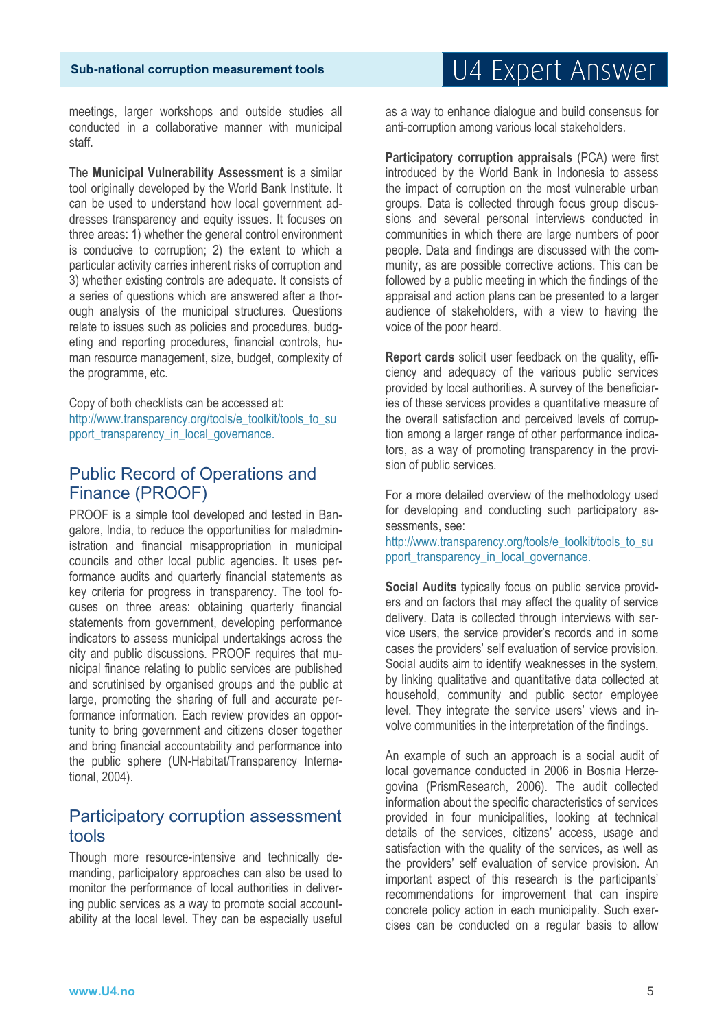meetings, larger workshops and outside studies all conducted in a collaborative manner with municipal staff.

The **Municipal Vulnerability Assessment** is a similar tool originally developed by the World Bank Institute. It can be used to understand how local government addresses transparency and equity issues. It focuses on three areas: 1) whether the general control environment is conducive to corruption; 2) the extent to which a particular activity carries inherent risks of corruption and 3) whether existing controls are adequate. It consists of a series of questions which are answered after a thorough analysis of the municipal structures. Questions relate to issues such as policies and procedures, budgeting and reporting procedures, financial controls, human resource management, size, budget, complexity of the programme, etc.

Copy of both checklists can be accessed at: http://www.transparency.org/tools/e_toolkit/tools_to_support_transparency_in_local_governance.

## Public Record of Operations and Finance (PROOF)

PROOF is a simple tool developed and tested in Bangalore, India, to reduce the opportunities for maladministration and financial misappropriation in municipal councils and other local public agencies. It uses performance audits and quarterly financial statements as key criteria for progress in transparency. The tool focuses on three areas: obtaining quarterly financial statements from government, developing performance indicators to assess municipal undertakings across the city and public discussions. PROOF requires that municipal finance relating to public services are published and scrutinised by organised groups and the public at large, promoting the sharing of full and accurate performance information. Each review provides an opportunity to bring government and citizens closer together and bring financial accountability and performance into the public sphere (UN-Habitat/Transparency International, 2004).

## Participatory corruption assessment tools

Though more resource-intensive and technically demanding, participatory approaches can also be used to monitor the performance of local authorities in delivering public services as a way to promote social accountability at the local level. They can be especially useful as a way to enhance dialogue and build consensus for anti-corruption among various local stakeholders.

**Participatory corruption appraisals** (PCA) were first introduced by the World Bank in Indonesia to assess the impact of corruption on the most vulnerable urban groups. Data is collected through focus group discussions and several personal interviews conducted in communities in which there are large numbers of poor people. Data and findings are discussed with the community, as are possible corrective actions. This can be followed by a public meeting in which the findings of the appraisal and action plans can be presented to a larger audience of stakeholders, with a view to having the voice of the poor heard.

**Report cards** solicit user feedback on the quality, efficiency and adequacy of the various public services provided by local authorities. A survey of the beneficiaries of these services provides a quantitative measure of the overall satisfaction and perceived levels of corruption among a larger range of other performance indicators, as a way of promoting transparency in the provision of public services.

For a more detailed overview of the methodology used for developing and conducting such participatory assessments, see: http://www.transparency.org/tools/e_toolkit/tools_to_support_transparency_in_local_governance.

**Social Audits** typically focus on public service providers and on factors that may affect the quality of service delivery. Data is collected through interviews with service users, the service provider's records and in some cases the providers' self evaluation of service provision. Social audits aim to identify weaknesses in the system, by linking qualitative and quantitative data collected at household, community and public sector employee level. They integrate the service users' views and involve communities in the interpretation of the findings.

An example of such an approach is a social audit of local governance conducted in 2006 in Bosnia Herzegovina (PrismResearch, 2006). The audit collected information about the specific characteristics of services provided in four municipalities, looking at technical details of the services, citizens' access, usage and satisfaction with the quality of the services, as well as the providers' self evaluation of service provision. An important aspect of this research is the participants' recommendations for improvement that can inspire concrete policy action in each municipality. Such exercises can be conducted on a regular basis to allow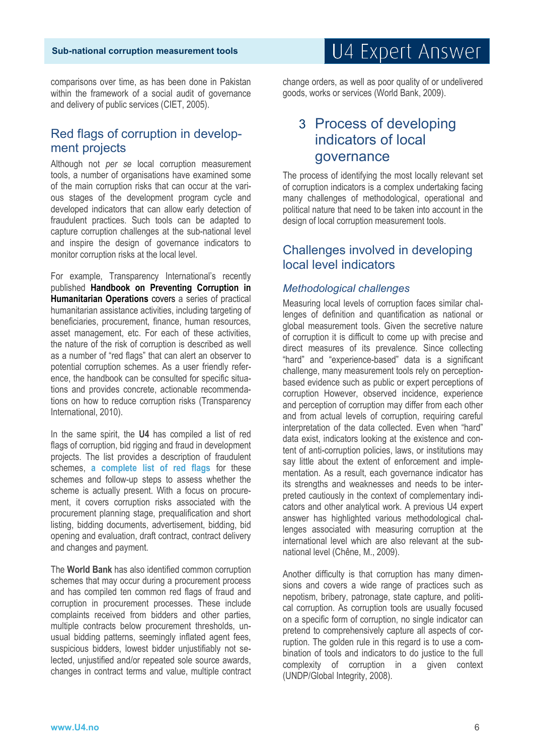comparisons over time, as has been done in Pakistan within the framework of a social audit of governance and delivery of public services (CIET, 2005).

## Red flags of corruption in development projects

Although not *per se* local corruption measurement tools, a number of organisations have examined some of the main corruption risks that can occur at the various stages of the development program cycle and developed indicators that can allow early detection of fraudulent practices. Such tools can be adapted to capture corruption challenges at the sub-national level and inspire the design of governance indicators to monitor corruption risks at the local level.

For example, Transparency International's recently published **Handbook on Preventing Corruption in Humanitarian Operations** covers a series of practical humanitarian assistance activities, including targeting of beneficiaries, procurement, finance, human resources, asset management, etc. For each of these activities, the nature of the risk of corruption is described as well as a number of "red flags" that can alert an observer to potential corruption schemes. As a user friendly reference, the handbook can be consulted for specific situations and provides concrete, actionable recommendations on how to reduce corruption risks (Transparency International, 2010).

In the same spirit, the **U4** has compiled a list of red flags of corruption, bid rigging and fraud in development projects. The list provides a description of fraudulent schemes, **a complete list of red flags** for these schemes and follow-up steps to assess whether the scheme is actually present. With a focus on procurement, it covers corruption risks associated with the procurement planning stage, prequalification and short listing, bidding documents, advertisement, bidding, bid opening and evaluation, draft contract, contract delivery and changes and payment.

The **World Bank** has also identified common corruption schemes that may occur during a procurement process and has compiled ten common red flags of fraud and corruption in procurement processes. These include complaints received from bidders and other parties, multiple contracts below procurement thresholds, unusual bidding patterns, seemingly inflated agent fees, suspicious bidders, lowest bidder unjustifiably not selected, unjustified and/or repeated sole source awards, changes in contract terms and value, multiple contract change orders, as well as poor quality of or undelivered goods, works or services (World Bank, 2009).

# 3 Process of developing indicators of local governance

The process of identifying the most locally relevant set of corruption indicators is a complex undertaking facing many challenges of methodological, operational and political nature that need to be taken into account in the design of local corruption measurement tools.

## Challenges involved in developing local level indicators

### *Methodological challenges*

Measuring local levels of corruption faces similar challenges of definition and quantification as national or global measurement tools. Given the secretive nature of corruption it is difficult to come up with precise and direct measures of its prevalence. Since collecting "hard" and "experience-based" data is a significant challenge, many measurement tools rely on perception-based evidence such as public or expert perceptions of corruption However, observed incidence, experience and perception of corruption may differ from each other and from actual levels of corruption, requiring careful interpretation of the data collected. Even when "hard" data exist, indicators looking at the existence and content of anti-corruption policies, laws, or institutions may say little about the extent of enforcement and implementation. As a result, each governance indicator has its strengths and weaknesses and needs to be interpreted cautiously in the context of complementary indicators and other analytical work. A previous U4 expert answer has highlighted various methodological challenges associated with measuring corruption at the international level which are also relevant at the sub-national level (Chêne, M., 2009).

Another difficulty is that corruption has many dimensions and covers a wide range of practices such as nepotism, bribery, patronage, state capture, and political corruption. As corruption tools are usually focused on a specific form of corruption, no single indicator can pretend to comprehensively capture all aspects of corruption. The golden rule in this regard is to use a combination of tools and indicators to do justice to the full complexity of corruption in a given context (UNDP/Global Integrity, 2008).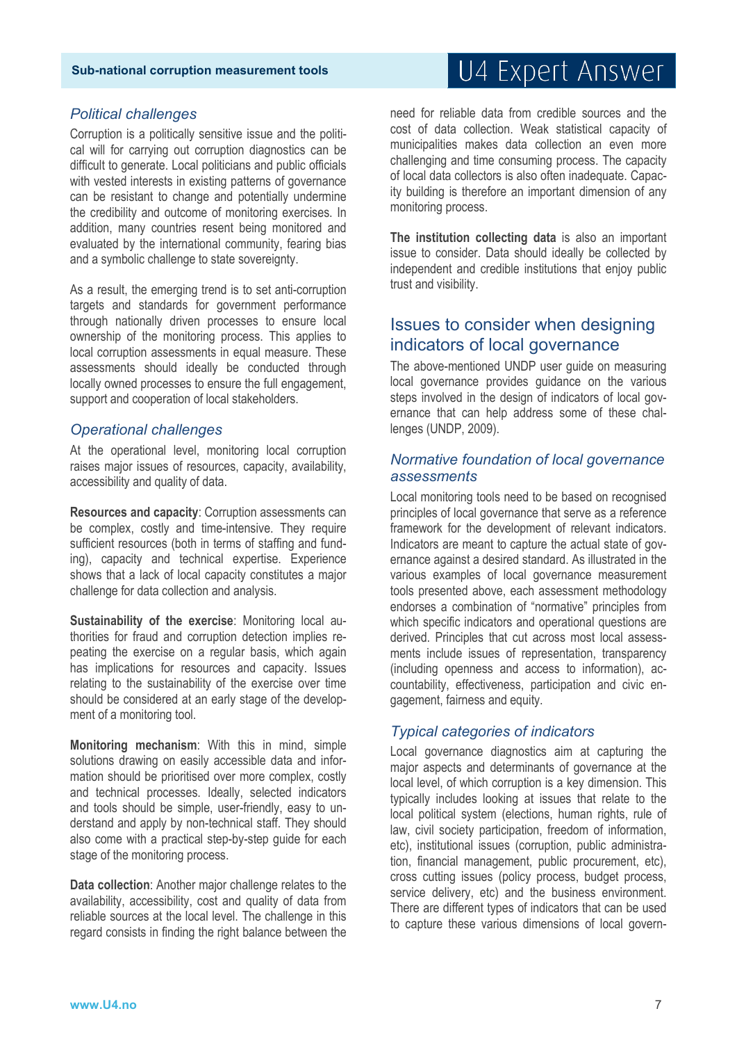### *Political challenges*

Corruption is a politically sensitive issue and the political will for carrying out corruption diagnostics can be difficult to generate. Local politicians and public officials with vested interests in existing patterns of governance can be resistant to change and potentially undermine the credibility and outcome of monitoring exercises. In addition, many countries resent being monitored and evaluated by the international community, fearing bias and a symbolic challenge to state sovereignty.

As a result, the emerging trend is to set anti-corruption targets and standards for government performance through nationally driven processes to ensure local ownership of the monitoring process. This applies to local corruption assessments in equal measure. These assessments should ideally be conducted through locally owned processes to ensure the full engagement, support and cooperation of local stakeholders.

### *Operational challenges*

At the operational level, monitoring local corruption raises major issues of resources, capacity, availability, accessibility and quality of data.

**Resources and capacity**: Corruption assessments can be complex, costly and time-intensive. They require sufficient resources (both in terms of staffing and funding), capacity and technical expertise. Experience shows that a lack of local capacity constitutes a major challenge for data collection and analysis.

**Sustainability of the exercise**: Monitoring local authorities for fraud and corruption detection implies repeating the exercise on a regular basis, which again has implications for resources and capacity. Issues relating to the sustainability of the exercise over time should be considered at an early stage of the development of a monitoring tool.

**Monitoring mechanism**: With this in mind, simple solutions drawing on easily accessible data and information should be prioritised over more complex, costly and technical processes. Ideally, selected indicators and tools should be simple, user-friendly, easy to understand and apply by non-technical staff. They should also come with a practical step-by-step guide for each stage of the monitoring process.

**Data collection**: Another major challenge relates to the availability, accessibility, cost and quality of data from reliable sources at the local level. The challenge in this regard consists in finding the right balance between the need for reliable data from credible sources and the cost of data collection. Weak statistical capacity of municipalities makes data collection an even more challenging and time consuming process. The capacity of local data collectors is also often inadequate. Capacity building is therefore an important dimension of any monitoring process.

**The institution collecting data** is also an important issue to consider. Data should ideally be collected by independent and credible institutions that enjoy public trust and visibility.

## Issues to consider when designing indicators of local governance

The above-mentioned UNDP user guide on measuring local governance provides guidance on the various steps involved in the design of indicators of local governance that can help address some of these challenges (UNDP, 2009).

### *Normative foundation of local governance assessments*

Local monitoring tools need to be based on recognised principles of local governance that serve as a reference framework for the development of relevant indicators. Indicators are meant to capture the actual state of governance against a desired standard. As illustrated in the various examples of local governance measurement tools presented above, each assessment methodology endorses a combination of "normative" principles from which specific indicators and operational questions are derived. Principles that cut across most local assessments include issues of representation, transparency (including openness and access to information), accountability, effectiveness, participation and civic engagement, fairness and equity.

### *Typical categories of indicators*

Local governance diagnostics aim at capturing the major aspects and determinants of governance at the local level, of which corruption is a key dimension. This typically includes looking at issues that relate to the local political system (elections, human rights, rule of law, civil society participation, freedom of information, etc), institutional issues (corruption, public administration, financial management, public procurement, etc), cross cutting issues (policy process, budget process, service delivery, etc) and the business environment. There are different types of indicators that can be used to capture these various dimensions of local govern-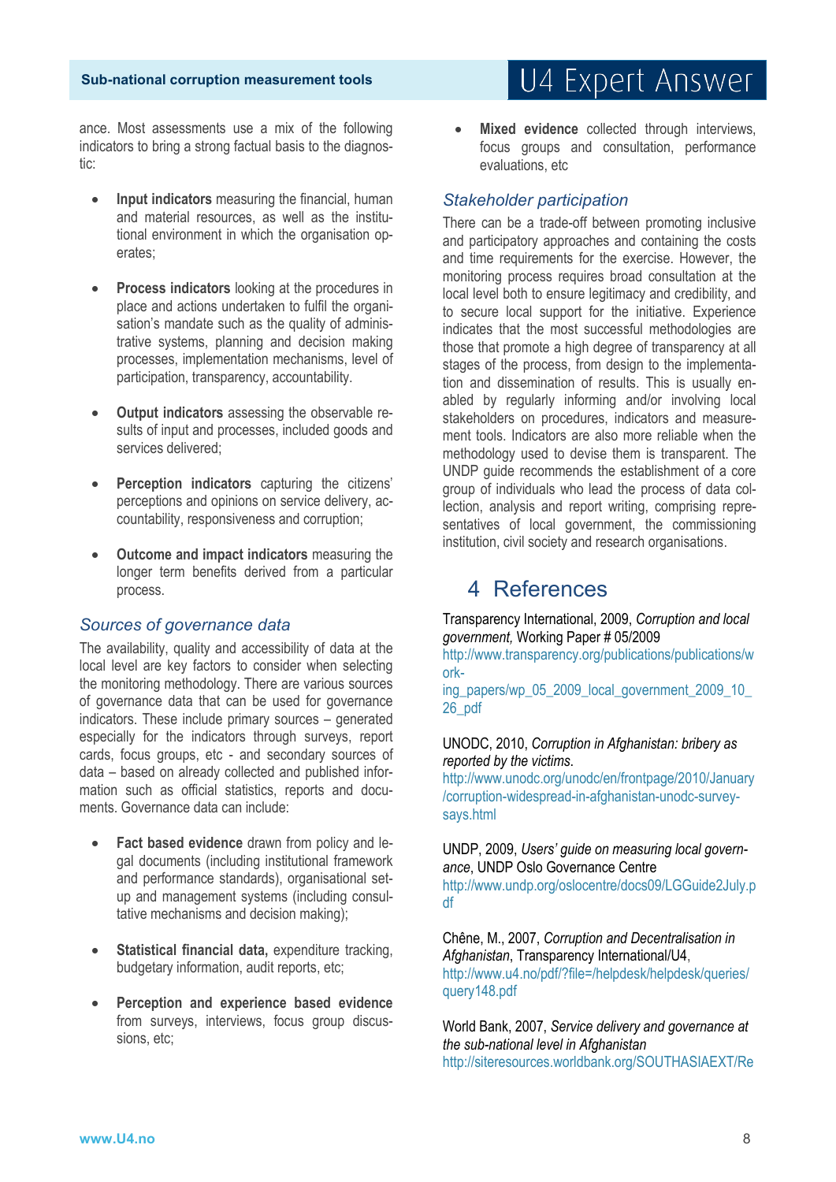ance. Most assessments use a mix of the following indicators to bring a strong factual basis to the diagnostic:

- **Input indicators** measuring the financial, human and material resources, as well as the institutional environment in which the organisation operates;

- **Process indicators** looking at the procedures in place and actions undertaken to fulfil the organisation's mandate such as the quality of administrative systems, planning and decision making processes, implementation mechanisms, level of participation, transparency, accountability.

- **Output indicators** assessing the observable results of input and processes, included goods and services delivered;

- **Perception indicators** capturing the citizens' perceptions and opinions on service delivery, accountability, responsiveness and corruption;

- **Outcome and impact indicators** measuring the longer term benefits derived from a particular process.

### *Sources of governance data*

The availability, quality and accessibility of data at the local level are key factors to consider when selecting the monitoring methodology. There are various sources of governance data that can be used for governance indicators. These include primary sources – generated especially for the indicators through surveys, report cards, focus groups, etc - and secondary sources of data – based on already collected and published information such as official statistics, reports and documents. Governance data can include:

- **Fact based evidence** drawn from policy and legal documents (including institutional framework and performance standards), organisational set-up and management systems (including consultative mechanisms and decision making);

- **Statistical financial data,** expenditure tracking, budgetary information, audit reports, etc;

- **Perception and experience based evidence** from surveys, interviews, focus group discussions, etc;

- **Mixed evidence** collected through interviews, focus groups and consultation, performance evaluations, etc

### *Stakeholder participation*

There can be a trade-off between promoting inclusive and participatory approaches and containing the costs and time requirements for the exercise. However, the monitoring process requires broad consultation at the local level both to ensure legitimacy and credibility, and to secure local support for the initiative. Experience indicates that the most successful methodologies are those that promote a high degree of transparency at all stages of the process, from design to the implementation and dissemination of results. This is usually enabled by regularly informing and/or involving local stakeholders on procedures, indicators and measurement tools. Indicators are also more reliable when the methodology used to devise them is transparent. The UNDP guide recommends the establishment of a core group of individuals who lead the process of data collection, analysis and report writing, comprising representatives of local government, the commissioning institution, civil society and research organisations.

## 4 References

Transparency International, 2009, *Corruption and local government,* Working Paper # 05/2009
http://www.transparency.org/publications/publications/working_papers/wp_05_2009_local_government_2009_10_26_pdf

UNODC, 2010, *Corruption in Afghanistan: bribery as reported by the victims.*
http://www.unodc.org/unodc/en/frontpage/2010/January/corruption-widespread-in-afghanistan-unodc-survey-says.html

UNDP, 2009, *Users' guide on measuring local governance*, UNDP Oslo Governance Centre
http://www.undp.org/oslocentre/docs09/LGGuide2July.pdf

Chêne, M., 2007, *Corruption and Decentralisation in Afghanistan*, Transparency International/U4,
http://www.u4.no/pdf/?file=/helpdesk/helpdesk/queries/query148.pdf

World Bank, 2007, *Service delivery and governance at the sub-national level in Afghanistan*
http://siteresources.worldbank.org/SOUTHASIAEXT/Re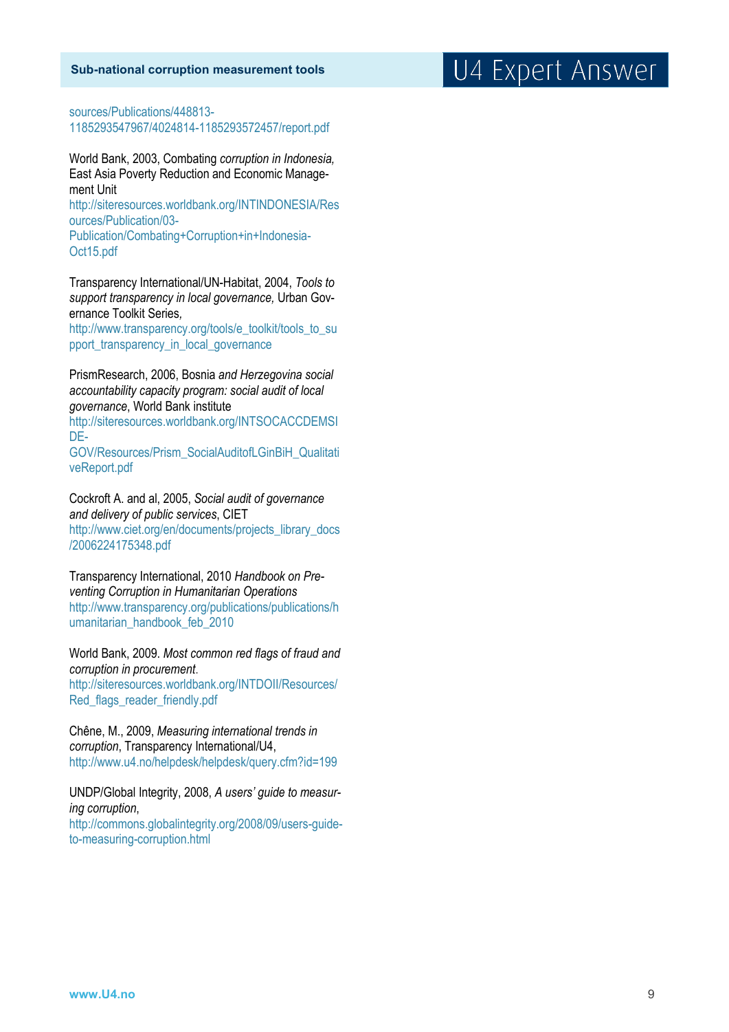sources/Publications/448813-1185293547967/4024814-1185293572457/report.pdf

World Bank, 2003, Combating *corruption in Indonesia,* East Asia Poverty Reduction and Economic Management Unit
http://siteresources.worldbank.org/INTINDONESIA/Resources/Publication/03-Publication/Combating+Corruption+in+Indonesia-Oct15.pdf

Transparency International/UN-Habitat, 2004, *Tools to support transparency in local governance,* Urban Governance Toolkit Series,
http://www.transparency.org/tools/e_toolkit/tools_to_support_transparency_in_local_governance

PrismResearch, 2006, Bosnia *and Herzegovina social accountability capacity program: social audit of local governance*, World Bank institute
http://siteresources.worldbank.org/INTSOCACCDEMSIDE-GOV/Resources/Prism_SocialAuditofLGinBiH_QualitativeReport.pdf

Cockroft A. and al, 2005, *Social audit of governance and delivery of public services*, CIET
http://www.ciet.org/en/documents/projects_library_docs/2006224175348.pdf

Transparency International, 2010 *Handbook on Preventing Corruption in Humanitarian Operations*
http://www.transparency.org/publications/publications/humanitarian_handbook_feb_2010

World Bank, 2009. *Most common red flags of fraud and corruption in procurement*.
http://siteresources.worldbank.org/INTDOII/Resources/Red_flags_reader_friendly.pdf

Chêne, M., 2009, *Measuring international trends in corruption*, Transparency International/U4,
http://www.u4.no/helpdesk/helpdesk/query.cfm?id=199

UNDP/Global Integrity, 2008, *A users' guide to measuring corruption*,
http://commons.globalintegrity.org/2008/09/users-guide-to-measuring-corruption.html